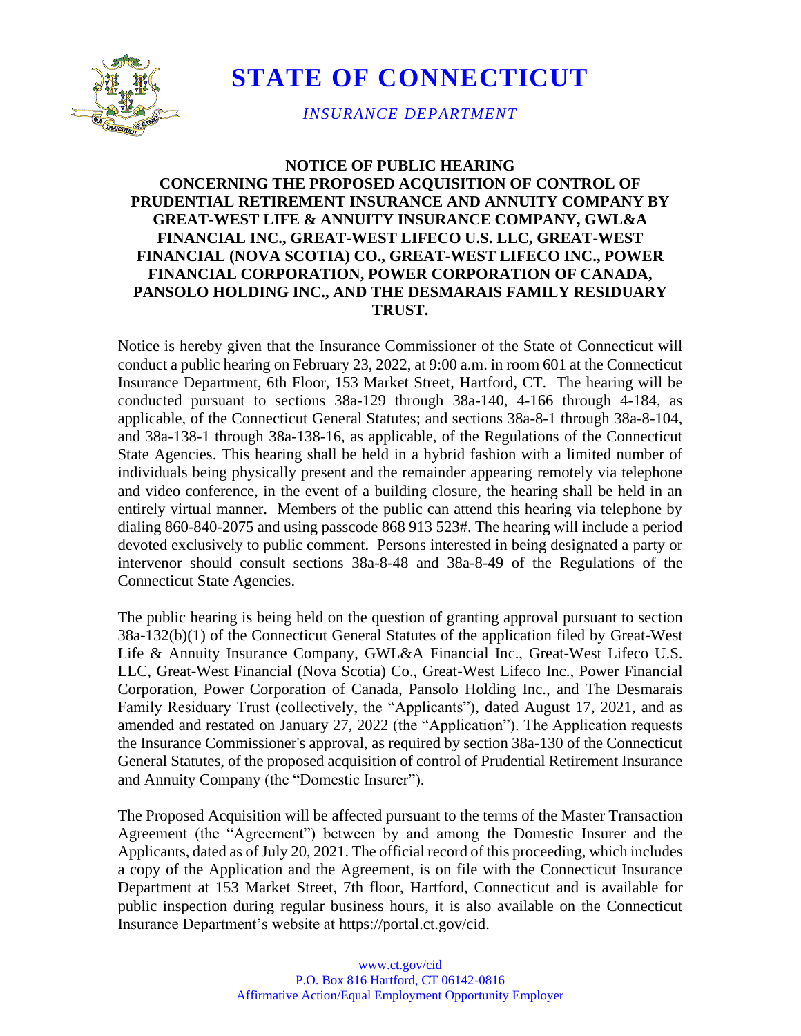# STATE OF CONNECTICUT

*INSURANCE DEPARTMENT*

## NOTICE OF PUBLIC HEARING
## CONCERNING THE PROPOSED ACQUISITION OF CONTROL OF PRUDENTIAL RETIREMENT INSURANCE AND ANNUITY COMPANY BY GREAT-WEST LIFE & ANNUITY INSURANCE COMPANY, GWL&A FINANCIAL INC., GREAT-WEST LIFECO U.S. LLC, GREAT-WEST FINANCIAL (NOVA SCOTIA) CO., GREAT-WEST LIFECO INC., POWER FINANCIAL CORPORATION, POWER CORPORATION OF CANADA, PANSOLO HOLDING INC., AND THE DESMARAIS FAMILY RESIDUARY TRUST.

Notice is hereby given that the Insurance Commissioner of the State of Connecticut will conduct a public hearing on February 23, 2022, at 9:00 a.m. in room 601 at the Connecticut Insurance Department, 6th Floor, 153 Market Street, Hartford, CT. The hearing will be conducted pursuant to sections 38a-129 through 38a-140, 4-166 through 4-184, as applicable, of the Connecticut General Statutes; and sections 38a-8-1 through 38a-8-104, and 38a-138-1 through 38a-138-16, as applicable, of the Regulations of the Connecticut State Agencies. This hearing shall be held in a hybrid fashion with a limited number of individuals being physically present and the remainder appearing remotely via telephone and video conference, in the event of a building closure, the hearing shall be held in an entirely virtual manner. Members of the public can attend this hearing via telephone by dialing 860-840-2075 and using passcode 868 913 523#. The hearing will include a period devoted exclusively to public comment. Persons interested in being designated a party or intervenor should consult sections 38a-8-48 and 38a-8-49 of the Regulations of the Connecticut State Agencies.

The public hearing is being held on the question of granting approval pursuant to section 38a-132(b)(1) of the Connecticut General Statutes of the application filed by Great-West Life & Annuity Insurance Company, GWL&A Financial Inc., Great-West Lifeco U.S. LLC, Great-West Financial (Nova Scotia) Co., Great-West Lifeco Inc., Power Financial Corporation, Power Corporation of Canada, Pansolo Holding Inc., and The Desmarais Family Residuary Trust (collectively, the "Applicants"), dated August 17, 2021, and as amended and restated on January 27, 2022 (the "Application"). The Application requests the Insurance Commissioner's approval, as required by section 38a-130 of the Connecticut General Statutes, of the proposed acquisition of control of Prudential Retirement Insurance and Annuity Company (the "Domestic Insurer").

The Proposed Acquisition will be affected pursuant to the terms of the Master Transaction Agreement (the "Agreement") between by and among the Domestic Insurer and the Applicants, dated as of July 20, 2021. The official record of this proceeding, which includes a copy of the Application and the Agreement, is on file with the Connecticut Insurance Department at 153 Market Street, 7th floor, Hartford, Connecticut and is available for public inspection during regular business hours, it is also available on the Connecticut Insurance Department's website at https://portal.ct.gov/cid.

www.ct.gov/cid
P.O. Box 816 Hartford, CT 06142-0816
Affirmative Action/Equal Employment Opportunity Employer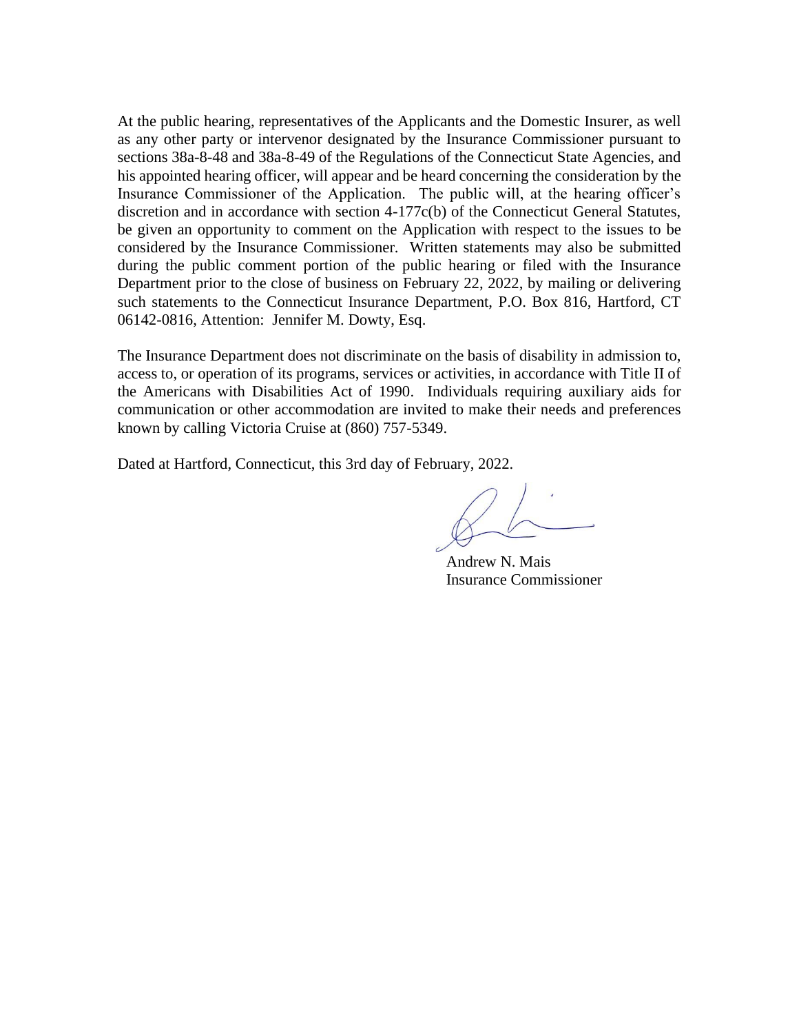At the public hearing, representatives of the Applicants and the Domestic Insurer, as well as any other party or intervenor designated by the Insurance Commissioner pursuant to sections 38a-8-48 and 38a-8-49 of the Regulations of the Connecticut State Agencies, and his appointed hearing officer, will appear and be heard concerning the consideration by the Insurance Commissioner of the Application. The public will, at the hearing officer's discretion and in accordance with section 4-177c(b) of the Connecticut General Statutes, be given an opportunity to comment on the Application with respect to the issues to be considered by the Insurance Commissioner. Written statements may also be submitted during the public comment portion of the public hearing or filed with the Insurance Department prior to the close of business on February 22, 2022, by mailing or delivering such statements to the Connecticut Insurance Department, P.O. Box 816, Hartford, CT 06142-0816, Attention: Jennifer M. Dowty, Esq.

The Insurance Department does not discriminate on the basis of disability in admission to, access to, or operation of its programs, services or activities, in accordance with Title II of the Americans with Disabilities Act of 1990. Individuals requiring auxiliary aids for communication or other accommodation are invited to make their needs and preferences known by calling Victoria Cruise at (860) 757-5349.

Dated at Hartford, Connecticut, this 3rd day of February, 2022.

Andrew N. Mais
Insurance Commissioner